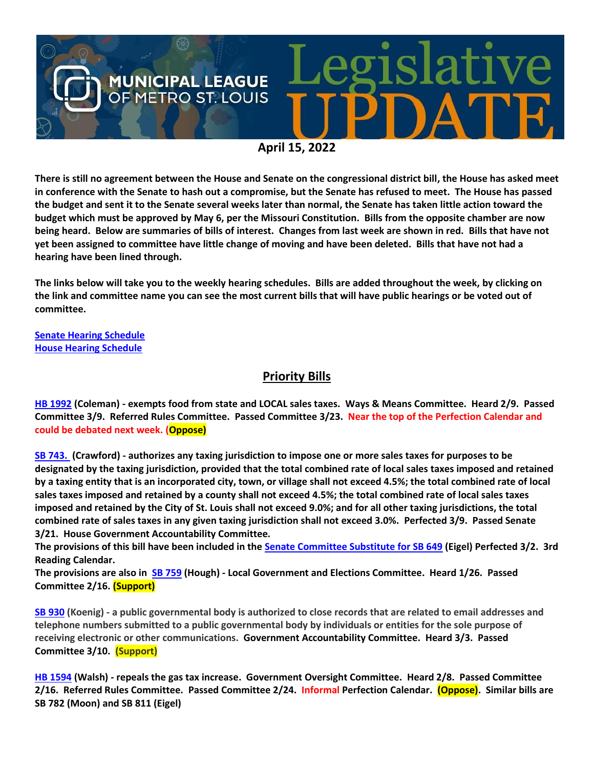# MUNICIPAL LEAGUE OF METRO ST. LOUIS Legislative UPDATE

**April 15, 2022**

**There is still no agreement between the House and Senate on the congressional district bill, the House has asked meet in conference with the Senate to hash out a compromise, but the Senate has refused to meet. The House has passed the budget and sent it to the Senate several weeks later than normal, the Senate has taken little action toward the budget which must be approved by May 6, per the Missouri Constitution. Bills from the opposite chamber are now being heard. Below are summaries of bills of interest. Changes from last week are shown in red. Bills that have not yet been assigned to committee have little change of moving and have been deleted. Bills that have not had a hearing have been lined through.**

**The links below will take you to the weekly hearing schedules. Bills are added throughout the week, by clicking on the link and committee name you can see the most current bills that will have public hearings or be voted out of committee.**

[Senate Hearing Schedule]
[House Hearing Schedule]

## Priority Bills

**[HB 1992] (Coleman) - exempts food from state and LOCAL sales taxes. Ways & Means Committee. Heard 2/9. Passed Committee 3/9. Referred Rules Committee. Passed Committee 3/23. Near the top of the Perfection Calendar and could be debated next week. (Oppose)**

**[SB 743.] (Crawford) - authorizes any taxing jurisdiction to impose one or more sales taxes for purposes to be designated by the taxing jurisdiction, provided that the total combined rate of local sales taxes imposed and retained by a taxing entity that is an incorporated city, town, or village shall not exceed 4.5%; the total combined rate of local sales taxes imposed and retained by a county shall not exceed 4.5%; the total combined rate of local sales taxes imposed and retained by the City of St. Louis shall not exceed 9.0%; and for all other taxing jurisdictions, the total combined rate of sales taxes in any given taxing jurisdiction shall not exceed 3.0%. Perfected 3/9. Passed Senate 3/21. House Government Accountability Committee.**
**The provisions of this bill have been included in the [Senate Committee Substitute for SB 649] (Eigel) Perfected 3/2. 3rd Reading Calendar.**
**The provisions are also in [SB 759] (Hough) - Local Government and Elections Committee. Heard 1/26. Passed Committee 2/16. (Support)**

**[SB 930] (Koenig) - a public governmental body is authorized to close records that are related to email addresses and telephone numbers submitted to a public governmental body by individuals or entities for the sole purpose of receiving electronic or other communications. Government Accountability Committee. Heard 3/3. Passed Committee 3/10. (Support)**

**[HB 1594] (Walsh) - repeals the gas tax increase. Government Oversight Committee. Heard 2/8. Passed Committee 2/16. Referred Rules Committee. Passed Committee 2/24. Informal Perfection Calendar. (Oppose). Similar bills are SB 782 (Moon) and SB 811 (Eigel)**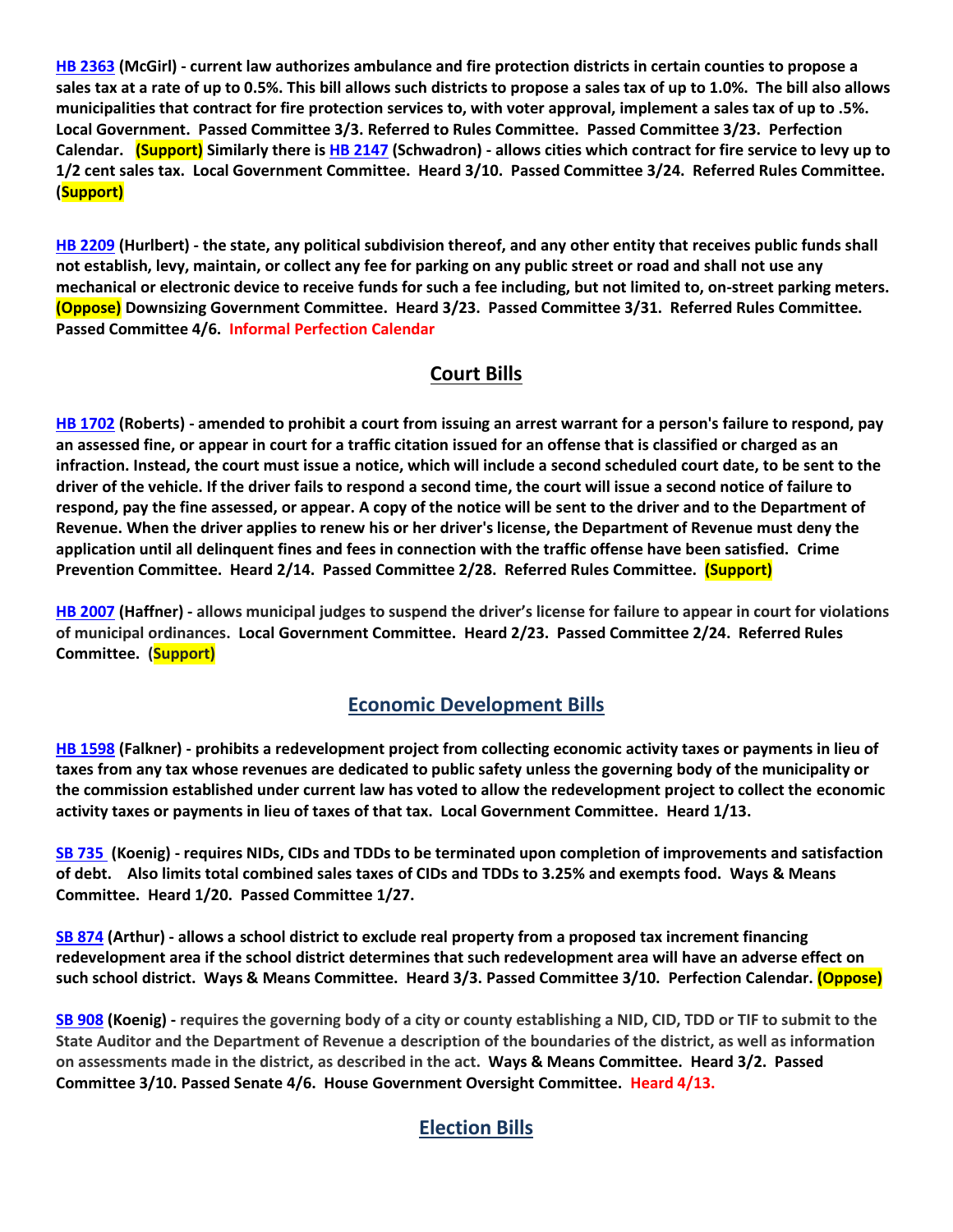**HB 2363 (McGirl) - current law authorizes ambulance and fire protection districts in certain counties to propose a sales tax at a rate of up to 0.5%. This bill allows such districts to propose a sales tax of up to 1.0%. The bill also allows municipalities that contract for fire protection services to, with voter approval, implement a sales tax of up to .5%. Local Government. Passed Committee 3/3. Referred to Rules Committee. Passed Committee 3/23. Perfection Calendar. (Support) Similarly there is HB 2147 (Schwadron) - allows cities which contract for fire service to levy up to 1/2 cent sales tax. Local Government Committee. Heard 3/10. Passed Committee 3/24. Referred Rules Committee. (Support)**

**HB 2209 (Hurlbert) - the state, any political subdivision thereof, and any other entity that receives public funds shall not establish, levy, maintain, or collect any fee for parking on any public street or road and shall not use any mechanical or electronic device to receive funds for such a fee including, but not limited to, on-street parking meters. (Oppose) Downsizing Government Committee. Heard 3/23. Passed Committee 3/31. Referred Rules Committee. Passed Committee 4/6. Informal Perfection Calendar**

## Court Bills

**HB 1702 (Roberts) - amended to prohibit a court from issuing an arrest warrant for a person's failure to respond, pay an assessed fine, or appear in court for a traffic citation issued for an offense that is classified or charged as an infraction. Instead, the court must issue a notice, which will include a second scheduled court date, to be sent to the driver of the vehicle. If the driver fails to respond a second time, the court will issue a second notice of failure to respond, pay the fine assessed, or appear. A copy of the notice will be sent to the driver and to the Department of Revenue. When the driver applies to renew his or her driver's license, the Department of Revenue must deny the application until all delinquent fines and fees in connection with the traffic offense have been satisfied. Crime Prevention Committee. Heard 2/14. Passed Committee 2/28. Referred Rules Committee. (Support)**

**HB 2007 (Haffner) - allows municipal judges to suspend the driver's license for failure to appear in court for violations of municipal ordinances. Local Government Committee. Heard 2/23. Passed Committee 2/24. Referred Rules Committee. (Support)**

## Economic Development Bills

**HB 1598 (Falkner) - prohibits a redevelopment project from collecting economic activity taxes or payments in lieu of taxes from any tax whose revenues are dedicated to public safety unless the governing body of the municipality or the commission established under current law has voted to allow the redevelopment project to collect the economic activity taxes or payments in lieu of taxes of that tax. Local Government Committee. Heard 1/13.**

**SB 735 (Koenig) - requires NIDs, CIDs and TDDs to be terminated upon completion of improvements and satisfaction of debt. Also limits total combined sales taxes of CIDs and TDDs to 3.25% and exempts food. Ways & Means Committee. Heard 1/20. Passed Committee 1/27.**

**SB 874 (Arthur) - allows a school district to exclude real property from a proposed tax increment financing redevelopment area if the school district determines that such redevelopment area will have an adverse effect on such school district. Ways & Means Committee. Heard 3/3. Passed Committee 3/10. Perfection Calendar. (Oppose)**

**SB 908 (Koenig) - requires the governing body of a city or county establishing a NID, CID, TDD or TIF to submit to the State Auditor and the Department of Revenue a description of the boundaries of the district, as well as information on assessments made in the district, as described in the act. Ways & Means Committee. Heard 3/2. Passed Committee 3/10. Passed Senate 4/6. House Government Oversight Committee. Heard 4/13.**

## Election Bills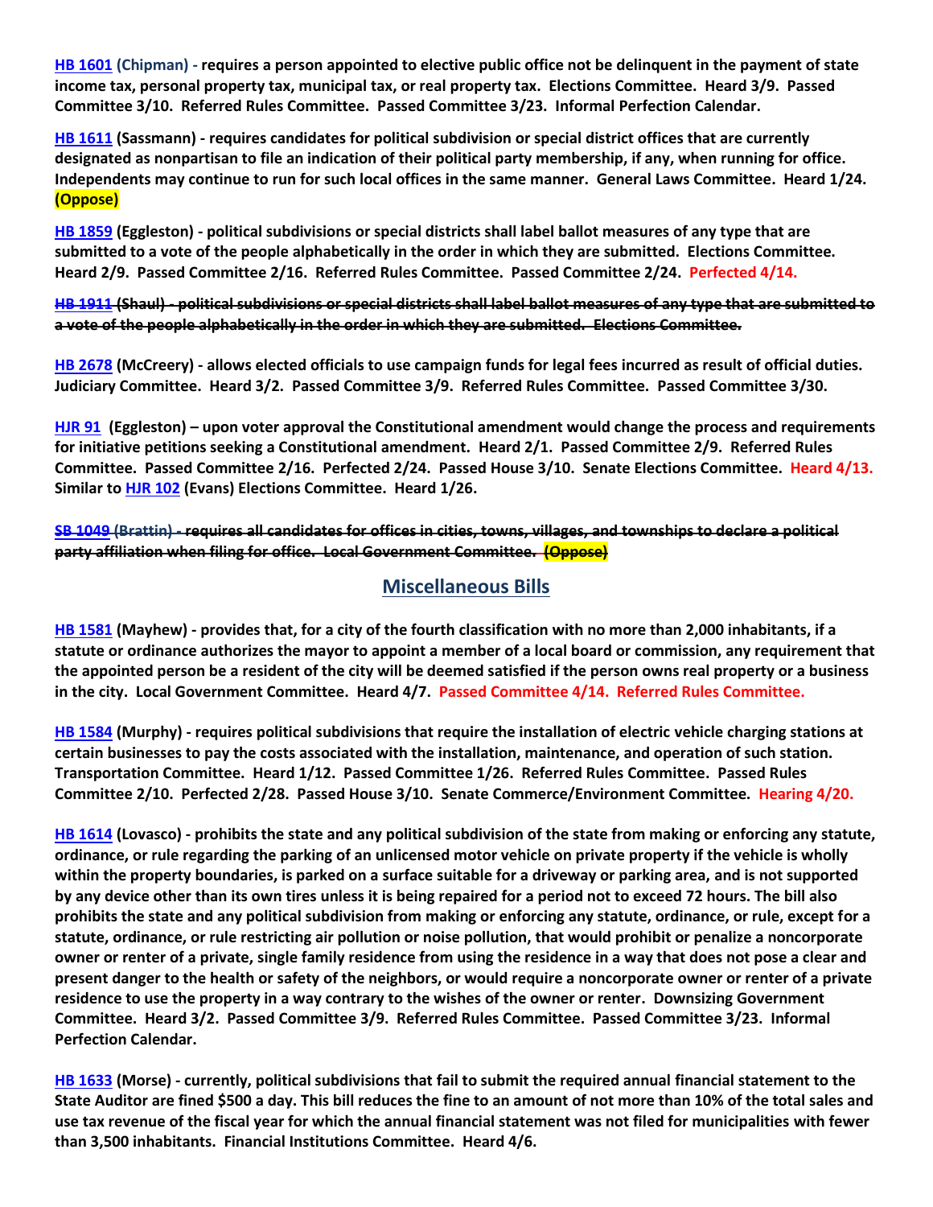**HB 1601 (Chipman) - requires a person appointed to elective public office not be delinquent in the payment of state income tax, personal property tax, municipal tax, or real property tax. Elections Committee. Heard 3/9. Passed Committee 3/10. Referred Rules Committee. Passed Committee 3/23. Informal Perfection Calendar.**

**HB 1611 (Sassmann) - requires candidates for political subdivision or special district offices that are currently designated as nonpartisan to file an indication of their political party membership, if any, when running for office. Independents may continue to run for such local offices in the same manner. General Laws Committee. Heard 1/24. (Oppose)**

**HB 1859 (Eggleston) - political subdivisions or special districts shall label ballot measures of any type that are submitted to a vote of the people alphabetically in the order in which they are submitted. Elections Committee. Heard 2/9. Passed Committee 2/16. Referred Rules Committee. Passed Committee 2/24. Perfected 4/14.**

**~~HB 1911 (Shaul) - political subdivisions or special districts shall label ballot measures of any type that are submitted to a vote of the people alphabetically in the order in which they are submitted. Elections Committee.~~**

**HB 2678 (McCreery) - allows elected officials to use campaign funds for legal fees incurred as result of official duties. Judiciary Committee. Heard 3/2. Passed Committee 3/9. Referred Rules Committee. Passed Committee 3/30.**

**HJR 91 (Eggleston) – upon voter approval the Constitutional amendment would change the process and requirements for initiative petitions seeking a Constitutional amendment. Heard 2/1. Passed Committee 2/9. Referred Rules Committee. Passed Committee 2/16. Perfected 2/24. Passed House 3/10. Senate Elections Committee. Heard 4/13. Similar to HJR 102 (Evans) Elections Committee. Heard 1/26.**

**~~SB 1049 (Brattin) - requires all candidates for offices in cities, towns, villages, and townships to declare a political party affiliation when filing for office. Local Government Committee. (Oppose)~~**

## Miscellaneous Bills

**HB 1581 (Mayhew) - provides that, for a city of the fourth classification with no more than 2,000 inhabitants, if a statute or ordinance authorizes the mayor to appoint a member of a local board or commission, any requirement that the appointed person be a resident of the city will be deemed satisfied if the person owns real property or a business in the city. Local Government Committee. Heard 4/7. Passed Committee 4/14. Referred Rules Committee.**

**HB 1584 (Murphy) - requires political subdivisions that require the installation of electric vehicle charging stations at certain businesses to pay the costs associated with the installation, maintenance, and operation of such station. Transportation Committee. Heard 1/12. Passed Committee 1/26. Referred Rules Committee. Passed Rules Committee 2/10. Perfected 2/28. Passed House 3/10. Senate Commerce/Environment Committee. Hearing 4/20.**

**HB 1614 (Lovasco) - prohibits the state and any political subdivision of the state from making or enforcing any statute, ordinance, or rule regarding the parking of an unlicensed motor vehicle on private property if the vehicle is wholly within the property boundaries, is parked on a surface suitable for a driveway or parking area, and is not supported by any device other than its own tires unless it is being repaired for a period not to exceed 72 hours. The bill also prohibits the state and any political subdivision from making or enforcing any statute, ordinance, or rule, except for a statute, ordinance, or rule restricting air pollution or noise pollution, that would prohibit or penalize a noncorporate owner or renter of a private, single family residence from using the residence in a way that does not pose a clear and present danger to the health or safety of the neighbors, or would require a noncorporate owner or renter of a private residence to use the property in a way contrary to the wishes of the owner or renter. Downsizing Government Committee. Heard 3/2. Passed Committee 3/9. Referred Rules Committee. Passed Committee 3/23. Informal Perfection Calendar.**

**HB 1633 (Morse) - currently, political subdivisions that fail to submit the required annual financial statement to the State Auditor are fined $500 a day. This bill reduces the fine to an amount of not more than 10% of the total sales and use tax revenue of the fiscal year for which the annual financial statement was not filed for municipalities with fewer than 3,500 inhabitants. Financial Institutions Committee. Heard 4/6.**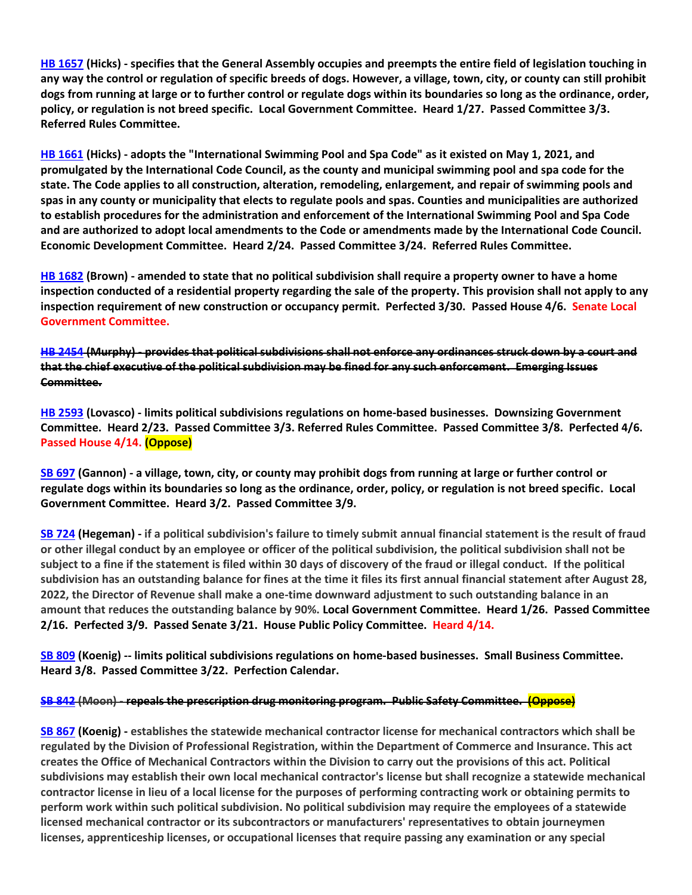**HB 1657 (Hicks) - specifies that the General Assembly occupies and preempts the entire field of legislation touching in any way the control or regulation of specific breeds of dogs. However, a village, town, city, or county can still prohibit dogs from running at large or to further control or regulate dogs within its boundaries so long as the ordinance, order, policy, or regulation is not breed specific. Local Government Committee. Heard 1/27. Passed Committee 3/3. Referred Rules Committee.**

**HB 1661 (Hicks) - adopts the "International Swimming Pool and Spa Code" as it existed on May 1, 2021, and promulgated by the International Code Council, as the county and municipal swimming pool and spa code for the state. The Code applies to all construction, alteration, remodeling, enlargement, and repair of swimming pools and spas in any county or municipality that elects to regulate pools and spas. Counties and municipalities are authorized to establish procedures for the administration and enforcement of the International Swimming Pool and Spa Code and are authorized to adopt local amendments to the Code or amendments made by the International Code Council. Economic Development Committee. Heard 2/24. Passed Committee 3/24. Referred Rules Committee.**

**HB 1682 (Brown) - amended to state that no political subdivision shall require a property owner to have a home inspection conducted of a residential property regarding the sale of the property. This provision shall not apply to any inspection requirement of new construction or occupancy permit. Perfected 3/30. Passed House 4/6. Senate Local Government Committee.**

~~**HB 2454 (Murphy) - provides that political subdivisions shall not enforce any ordinances struck down by a court and that the chief executive of the political subdivision may be fined for any such enforcement. Emerging Issues Committee.**~~

**HB 2593 (Lovasco) - limits political subdivisions regulations on home-based businesses. Downsizing Government Committee. Heard 2/23. Passed Committee 3/3. Referred Rules Committee. Passed Committee 3/8. Perfected 4/6. Passed House 4/14. (Oppose)**

**SB 697 (Gannon) - a village, town, city, or county may prohibit dogs from running at large or further control or regulate dogs within its boundaries so long as the ordinance, order, policy, or regulation is not breed specific. Local Government Committee. Heard 3/2. Passed Committee 3/9.**

**SB 724 (Hegeman) - if a political subdivision's failure to timely submit annual financial statement is the result of fraud or other illegal conduct by an employee or officer of the political subdivision, the political subdivision shall not be subject to a fine if the statement is filed within 30 days of discovery of the fraud or illegal conduct. If the political subdivision has an outstanding balance for fines at the time it files its first annual financial statement after August 28, 2022, the Director of Revenue shall make a one-time downward adjustment to such outstanding balance in an amount that reduces the outstanding balance by 90%. Local Government Committee. Heard 1/26. Passed Committee 2/16. Perfected 3/9. Passed Senate 3/21. House Public Policy Committee. Heard 4/14.**

**SB 809 (Koenig) -- limits political subdivisions regulations on home-based businesses. Small Business Committee. Heard 3/8. Passed Committee 3/22. Perfection Calendar.**

~~**SB 842 (Moon) - repeals the prescription drug monitoring program. Public Safety Committee. (Oppose)**~~

**SB 867 (Koenig) - establishes the statewide mechanical contractor license for mechanical contractors which shall be regulated by the Division of Professional Registration, within the Department of Commerce and Insurance. This act creates the Office of Mechanical Contractors within the Division to carry out the provisions of this act. Political subdivisions may establish their own local mechanical contractor's license but shall recognize a statewide mechanical contractor license in lieu of a local license for the purposes of performing contracting work or obtaining permits to perform work within such political subdivision. No political subdivision may require the employees of a statewide licensed mechanical contractor or its subcontractors or manufacturers' representatives to obtain journeymen licenses, apprenticeship licenses, or occupational licenses that require passing any examination or any special**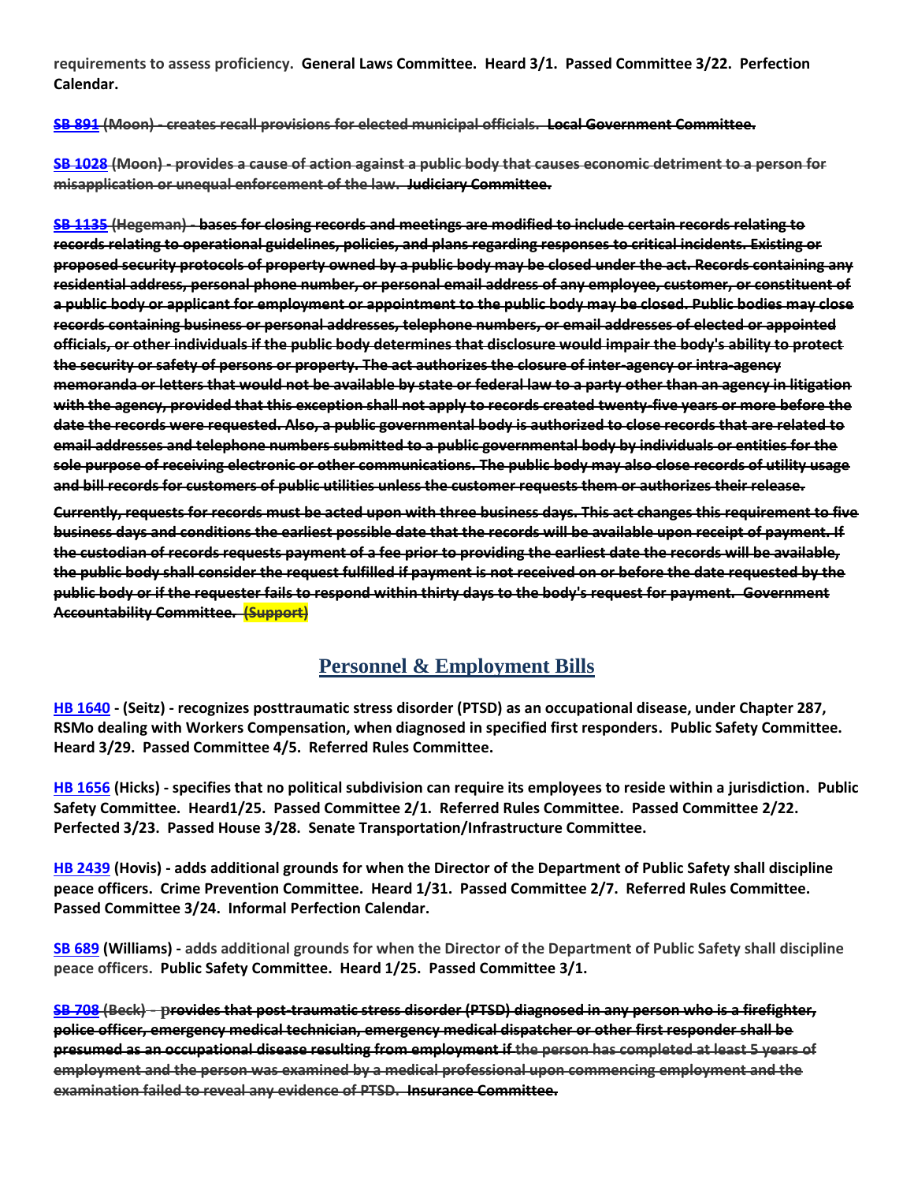**requirements to assess proficiency. General Laws Committee. Heard 3/1. Passed Committee 3/22. Perfection Calendar.**

~~**SB 891 (Moon) - creates recall provisions for elected municipal officials. Local Government Committee.**~~

~~**SB 1028 (Moon) - provides a cause of action against a public body that causes economic detriment to a person for misapplication or unequal enforcement of the law. Judiciary Committee.**~~

~~**SB 1135 (Hegeman) - bases for closing records and meetings are modified to include certain records relating to records relating to operational guidelines, policies, and plans regarding responses to critical incidents. Existing or proposed security protocols of property owned by a public body may be closed under the act. Records containing any residential address, personal phone number, or personal email address of any employee, customer, or constituent of a public body or applicant for employment or appointment to the public body may be closed. Public bodies may close records containing business or personal addresses, telephone numbers, or email addresses of elected or appointed officials, or other individuals if the public body determines that disclosure would impair the body's ability to protect the security or safety of persons or property. The act authorizes the closure of inter-agency or intra-agency memoranda or letters that would not be available by state or federal law to a party other than an agency in litigation with the agency, provided that this exception shall not apply to records created twenty-five years or more before the date the records were requested. Also, a public governmental body is authorized to close records that are related to email addresses and telephone numbers submitted to a public governmental body by individuals or entities for the sole purpose of receiving electronic or other communications. The public body may also close records of utility usage and bill records for customers of public utilities unless the customer requests them or authorizes their release.**~~

~~**Currently, requests for records must be acted upon with three business days. This act changes this requirement to five business days and conditions the earliest possible date that the records will be available upon receipt of payment. If the custodian of records requests payment of a fee prior to providing the earliest date the records will be available, the public body shall consider the request fulfilled if payment is not received on or before the date requested by the public body or if the requester fails to respond within thirty days to the body's request for payment. Government Accountability Committee. (Support)**~~

## Personnel & Employment Bills

**HB 1640 - (Seitz) - recognizes posttraumatic stress disorder (PTSD) as an occupational disease, under Chapter 287, RSMo dealing with Workers Compensation, when diagnosed in specified first responders. Public Safety Committee. Heard 3/29. Passed Committee 4/5. Referred Rules Committee.**

**HB 1656 (Hicks) - specifies that no political subdivision can require its employees to reside within a jurisdiction. Public Safety Committee. Heard1/25. Passed Committee 2/1. Referred Rules Committee. Passed Committee 2/22. Perfected 3/23. Passed House 3/28. Senate Transportation/Infrastructure Committee.**

**HB 2439 (Hovis) - adds additional grounds for when the Director of the Department of Public Safety shall discipline peace officers. Crime Prevention Committee. Heard 1/31. Passed Committee 2/7. Referred Rules Committee. Passed Committee 3/24. Informal Perfection Calendar.**

**SB 689 (Williams) - adds additional grounds for when the Director of the Department of Public Safety shall discipline peace officers. Public Safety Committee. Heard 1/25. Passed Committee 3/1.**

~~**SB 708 (Beck) – provides that post-traumatic stress disorder (PTSD) diagnosed in any person who is a firefighter, police officer, emergency medical technician, emergency medical dispatcher or other first responder shall be presumed as an occupational disease resulting from employment if the person has completed at least 5 years of employment and the person was examined by a medical professional upon commencing employment and the examination failed to reveal any evidence of PTSD. Insurance Committee.**~~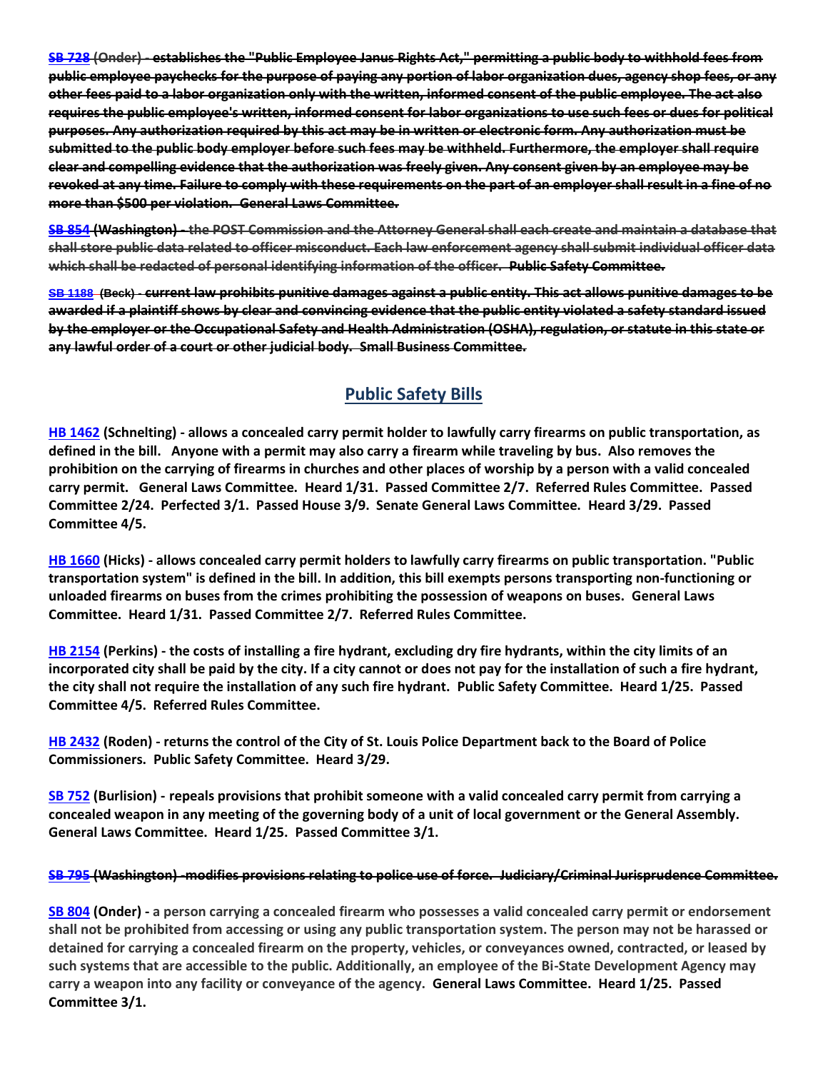~~**SB 728 (Onder) - establishes the "Public Employee Janus Rights Act," permitting a public body to withhold fees from public employee paychecks for the purpose of paying any portion of labor organization dues, agency shop fees, or any other fees paid to a labor organization only with the written, informed consent of the public employee. The act also requires the public employee's written, informed consent for labor organizations to use such fees or dues for political purposes. Any authorization required by this act may be in written or electronic form. Any authorization must be submitted to the public body employer before such fees may be withheld. Furthermore, the employer shall require clear and compelling evidence that the authorization was freely given. Any consent given by an employee may be revoked at any time. Failure to comply with these requirements on the part of an employer shall result in a fine of no more than $500 per violation. General Laws Committee.**~~

~~**SB 854 (Washington) - the POST Commission and the Attorney General shall each create and maintain a database that shall store public data related to officer misconduct. Each law enforcement agency shall submit individual officer data which shall be redacted of personal identifying information of the officer. Public Safety Committee.**~~

~~**SB 1188 (Beck) - current law prohibits punitive damages against a public entity. This act allows punitive damages to be awarded if a plaintiff shows by clear and convincing evidence that the public entity violated a safety standard issued by the employer or the Occupational Safety and Health Administration (OSHA), regulation, or statute in this state or any lawful order of a court or other judicial body. Small Business Committee.**~~

## Public Safety Bills

**HB 1462 (Schnelting) - allows a concealed carry permit holder to lawfully carry firearms on public transportation, as defined in the bill. Anyone with a permit may also carry a firearm while traveling by bus. Also removes the prohibition on the carrying of firearms in churches and other places of worship by a person with a valid concealed carry permit. General Laws Committee. Heard 1/31. Passed Committee 2/7. Referred Rules Committee. Passed Committee 2/24. Perfected 3/1. Passed House 3/9. Senate General Laws Committee. Heard 3/29. Passed Committee 4/5.**

**HB 1660 (Hicks) - allows concealed carry permit holders to lawfully carry firearms on public transportation. "Public transportation system" is defined in the bill. In addition, this bill exempts persons transporting non-functioning or unloaded firearms on buses from the crimes prohibiting the possession of weapons on buses. General Laws Committee. Heard 1/31. Passed Committee 2/7. Referred Rules Committee.**

**HB 2154 (Perkins) - the costs of installing a fire hydrant, excluding dry fire hydrants, within the city limits of an incorporated city shall be paid by the city. If a city cannot or does not pay for the installation of such a fire hydrant, the city shall not require the installation of any such fire hydrant. Public Safety Committee. Heard 1/25. Passed Committee 4/5. Referred Rules Committee.**

**HB 2432 (Roden) - returns the control of the City of St. Louis Police Department back to the Board of Police Commissioners. Public Safety Committee. Heard 3/29.**

**SB 752 (Burlision) - repeals provisions that prohibit someone with a valid concealed carry permit from carrying a concealed weapon in any meeting of the governing body of a unit of local government or the General Assembly. General Laws Committee. Heard 1/25. Passed Committee 3/1.**

~~**SB 795 (Washington) -modifies provisions relating to police use of force. Judiciary/Criminal Jurisprudence Committee.**~~

**SB 804 (Onder) -** a person carrying a concealed firearm who possesses a valid concealed carry permit or endorsement shall not be prohibited from accessing or using any public transportation system. The person may not be harassed or detained for carrying a concealed firearm on the property, vehicles, or conveyances owned, contracted, or leased by such systems that are accessible to the public. Additionally, an employee of the Bi-State Development Agency may carry a weapon into any facility or conveyance of the agency. **General Laws Committee. Heard 1/25. Passed Committee 3/1.**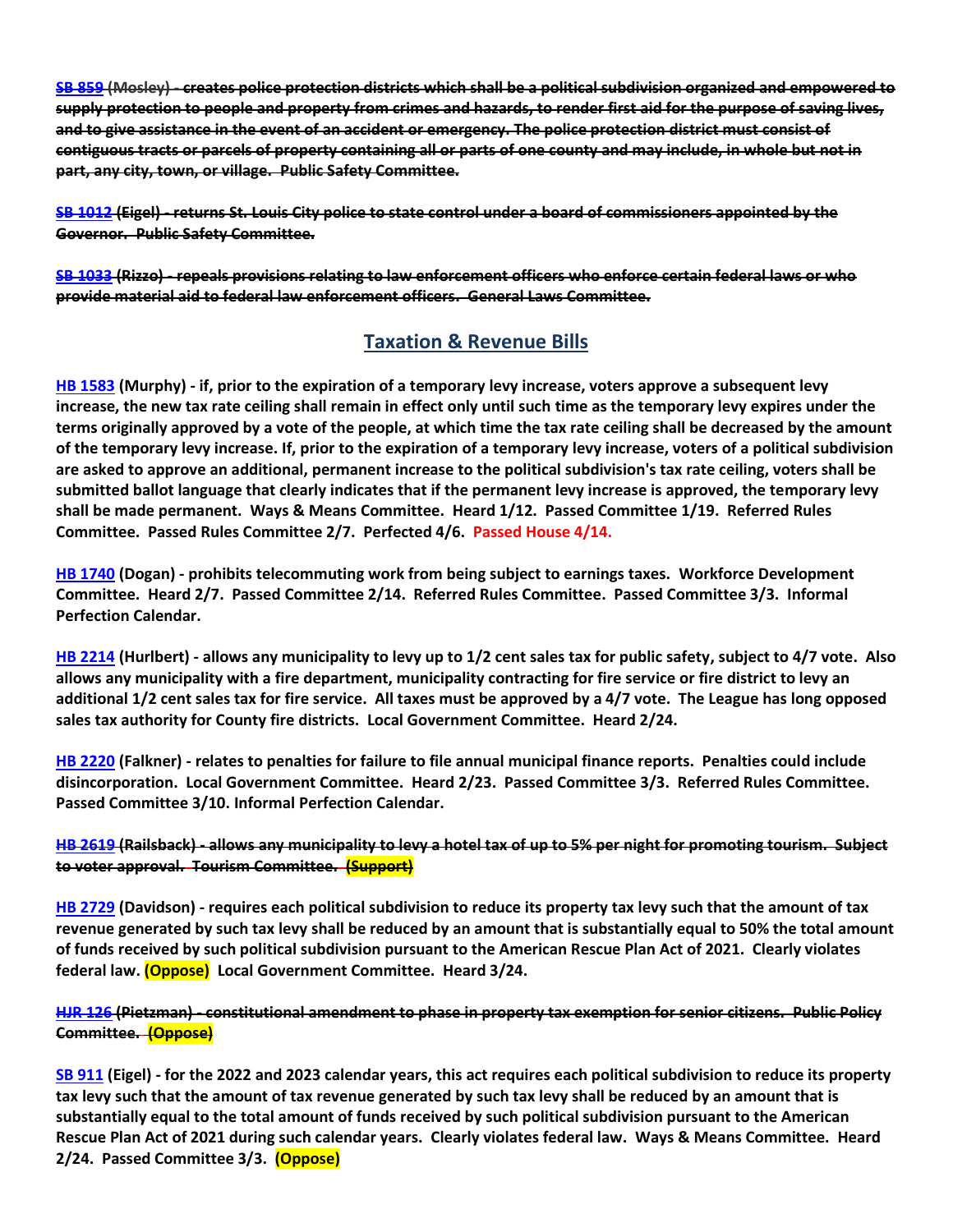~~**SB 859 (Mosley) - creates police protection districts which shall be a political subdivision organized and empowered to supply protection to people and property from crimes and hazards, to render first aid for the purpose of saving lives, and to give assistance in the event of an accident or emergency. The police protection district must consist of contiguous tracts or parcels of property containing all or parts of one county and may include, in whole but not in part, any city, town, or village. Public Safety Committee.**~~

~~**SB 1012 (Eigel) - returns St. Louis City police to state control under a board of commissioners appointed by the Governor. Public Safety Committee.**~~

~~**SB 1033 (Rizzo) - repeals provisions relating to law enforcement officers who enforce certain federal laws or who provide material aid to federal law enforcement officers. General Laws Committee.**~~

## Taxation & Revenue Bills

**HB 1583 (Murphy) - if, prior to the expiration of a temporary levy increase, voters approve a subsequent levy increase, the new tax rate ceiling shall remain in effect only until such time as the temporary levy expires under the terms originally approved by a vote of the people, at which time the tax rate ceiling shall be decreased by the amount of the temporary levy increase. If, prior to the expiration of a temporary levy increase, voters of a political subdivision are asked to approve an additional, permanent increase to the political subdivision's tax rate ceiling, voters shall be submitted ballot language that clearly indicates that if the permanent levy increase is approved, the temporary levy shall be made permanent. Ways & Means Committee. Heard 1/12. Passed Committee 1/19. Referred Rules Committee. Passed Rules Committee 2/7. Perfected 4/6. Passed House 4/14.**

**HB 1740 (Dogan) - prohibits telecommuting work from being subject to earnings taxes. Workforce Development Committee. Heard 2/7. Passed Committee 2/14. Referred Rules Committee. Passed Committee 3/3. Informal Perfection Calendar.**

**HB 2214 (Hurlbert) - allows any municipality to levy up to 1/2 cent sales tax for public safety, subject to 4/7 vote. Also allows any municipality with a fire department, municipality contracting for fire service or fire district to levy an additional 1/2 cent sales tax for fire service. All taxes must be approved by a 4/7 vote. The League has long opposed sales tax authority for County fire districts. Local Government Committee. Heard 2/24.**

**HB 2220 (Falkner) - relates to penalties for failure to file annual municipal finance reports. Penalties could include disincorporation. Local Government Committee. Heard 2/23. Passed Committee 3/3. Referred Rules Committee. Passed Committee 3/10. Informal Perfection Calendar.**

~~**HB 2619 (Railsback) - allows any municipality to levy a hotel tax of up to 5% per night for promoting tourism. Subject to voter approval. Tourism Committee. (Support)**~~

**HB 2729 (Davidson) - requires each political subdivision to reduce its property tax levy such that the amount of tax revenue generated by such tax levy shall be reduced by an amount that is substantially equal to 50% the total amount of funds received by such political subdivision pursuant to the American Rescue Plan Act of 2021. Clearly violates federal law. (Oppose) Local Government Committee. Heard 3/24.**

~~**HJR 126 (Pietzman) - constitutional amendment to phase in property tax exemption for senior citizens. Public Policy Committee. (Oppose)**~~

**SB 911 (Eigel) - for the 2022 and 2023 calendar years, this act requires each political subdivision to reduce its property tax levy such that the amount of tax revenue generated by such tax levy shall be reduced by an amount that is substantially equal to the total amount of funds received by such political subdivision pursuant to the American Rescue Plan Act of 2021 during such calendar years. Clearly violates federal law. Ways & Means Committee. Heard 2/24. Passed Committee 3/3. (Oppose)**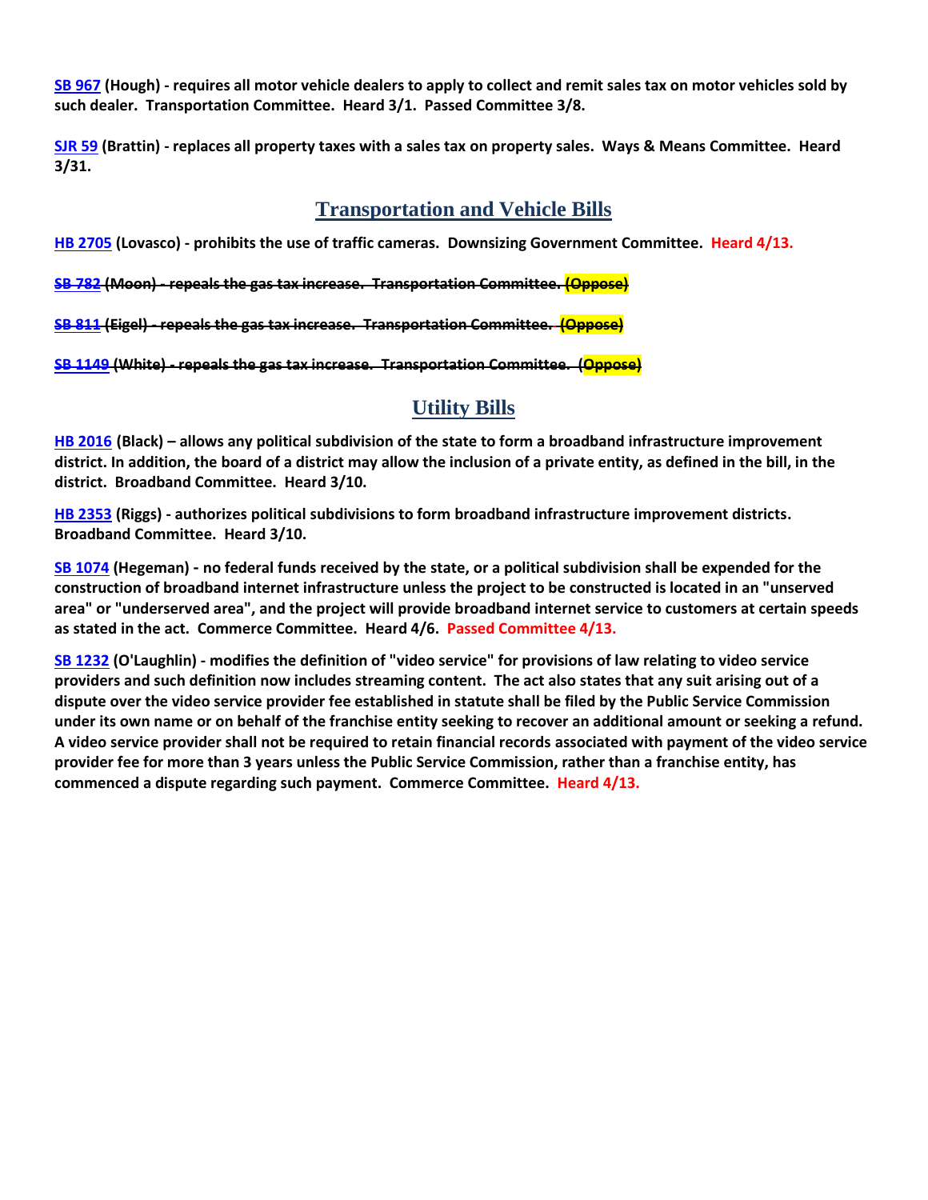**SB 967 (Hough) - requires all motor vehicle dealers to apply to collect and remit sales tax on motor vehicles sold by such dealer. Transportation Committee. Heard 3/1. Passed Committee 3/8.**

**SJR 59 (Brattin) - replaces all property taxes with a sales tax on property sales. Ways & Means Committee. Heard 3/31.**

## Transportation and Vehicle Bills

**HB 2705 (Lovasco) - prohibits the use of traffic cameras. Downsizing Government Committee. Heard 4/13.**

~~**SB 782 (Moon) - repeals the gas tax increase. Transportation Committee. (Oppose)**~~

~~**SB 811 (Eigel) - repeals the gas tax increase. Transportation Committee. (Oppose)**~~

~~**SB 1149 (White) - repeals the gas tax increase. Transportation Committee. (Oppose)**~~

## Utility Bills

**HB 2016 (Black) – allows any political subdivision of the state to form a broadband infrastructure improvement district. In addition, the board of a district may allow the inclusion of a private entity, as defined in the bill, in the district. Broadband Committee. Heard 3/10.**

**HB 2353 (Riggs) - authorizes political subdivisions to form broadband infrastructure improvement districts. Broadband Committee. Heard 3/10.**

**SB 1074 (Hegeman) - no federal funds received by the state, or a political subdivision shall be expended for the construction of broadband internet infrastructure unless the project to be constructed is located in an "unserved area" or "underserved area", and the project will provide broadband internet service to customers at certain speeds as stated in the act. Commerce Committee. Heard 4/6. Passed Committee 4/13.**

**SB 1232 (O'Laughlin) - modifies the definition of "video service" for provisions of law relating to video service providers and such definition now includes streaming content. The act also states that any suit arising out of a dispute over the video service provider fee established in statute shall be filed by the Public Service Commission under its own name or on behalf of the franchise entity seeking to recover an additional amount or seeking a refund. A video service provider shall not be required to retain financial records associated with payment of the video service provider fee for more than 3 years unless the Public Service Commission, rather than a franchise entity, has commenced a dispute regarding such payment. Commerce Committee. Heard 4/13.**